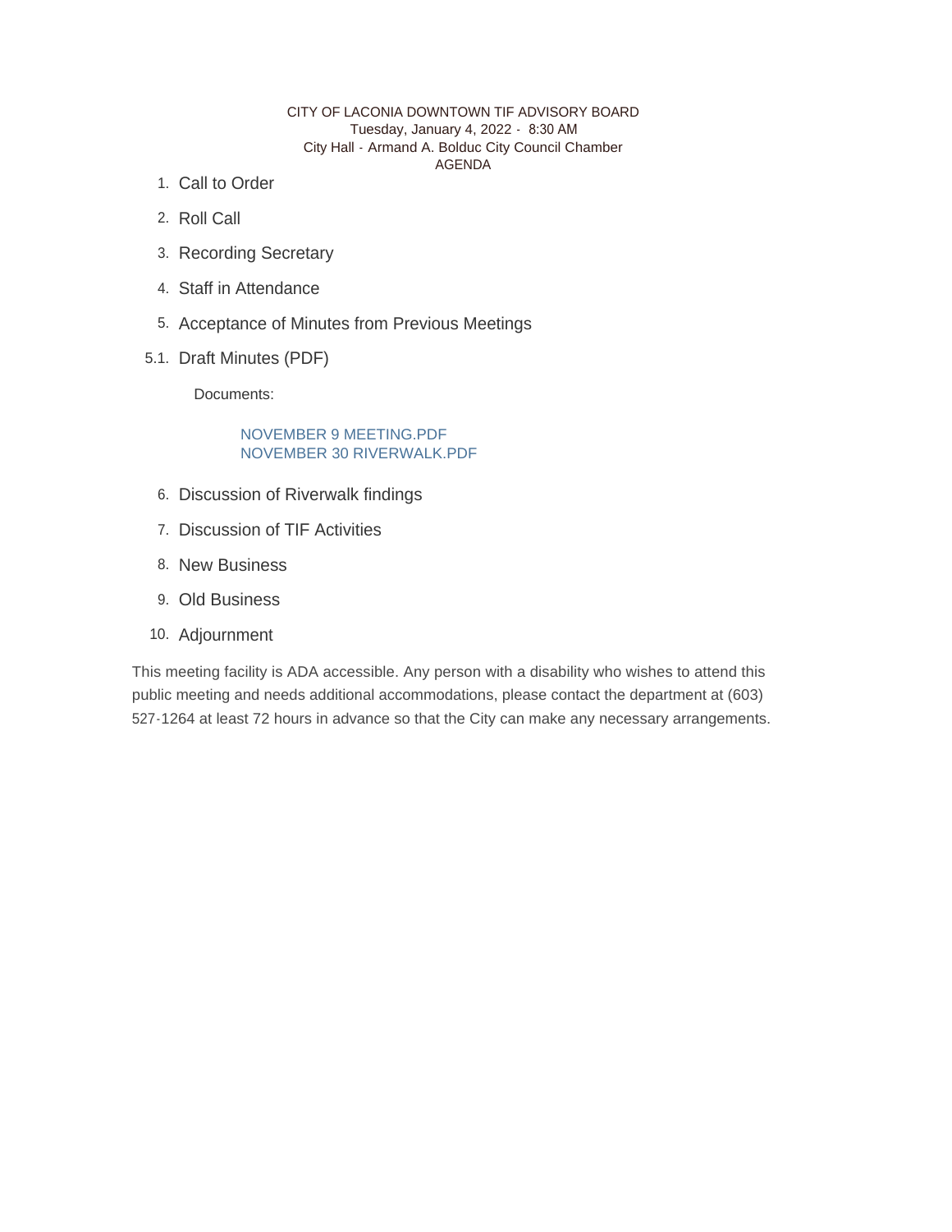CITY OF LACONIA DOWNTOWN TIF ADVISORY BOARD
Tuesday, January 4, 2022 - 8:30 AM
City Hall - Armand A. Bolduc City Council Chamber
AGENDA

1. Call to Order
2. Roll Call
3. Recording Secretary
4. Staff in Attendance
5. Acceptance of Minutes from Previous Meetings

5.1. Draft Minutes (PDF)

Documents:

NOVEMBER 9 MEETING.PDF
NOVEMBER 30 RIVERWALK.PDF

6. Discussion of Riverwalk findings
7. Discussion of TIF Activities
8. New Business
9. Old Business
10. Adjournment

This meeting facility is ADA accessible. Any person with a disability who wishes to attend this public meeting and needs additional accommodations, please contact the department at (603) 527-1264 at least 72 hours in advance so that the City can make any necessary arrangements.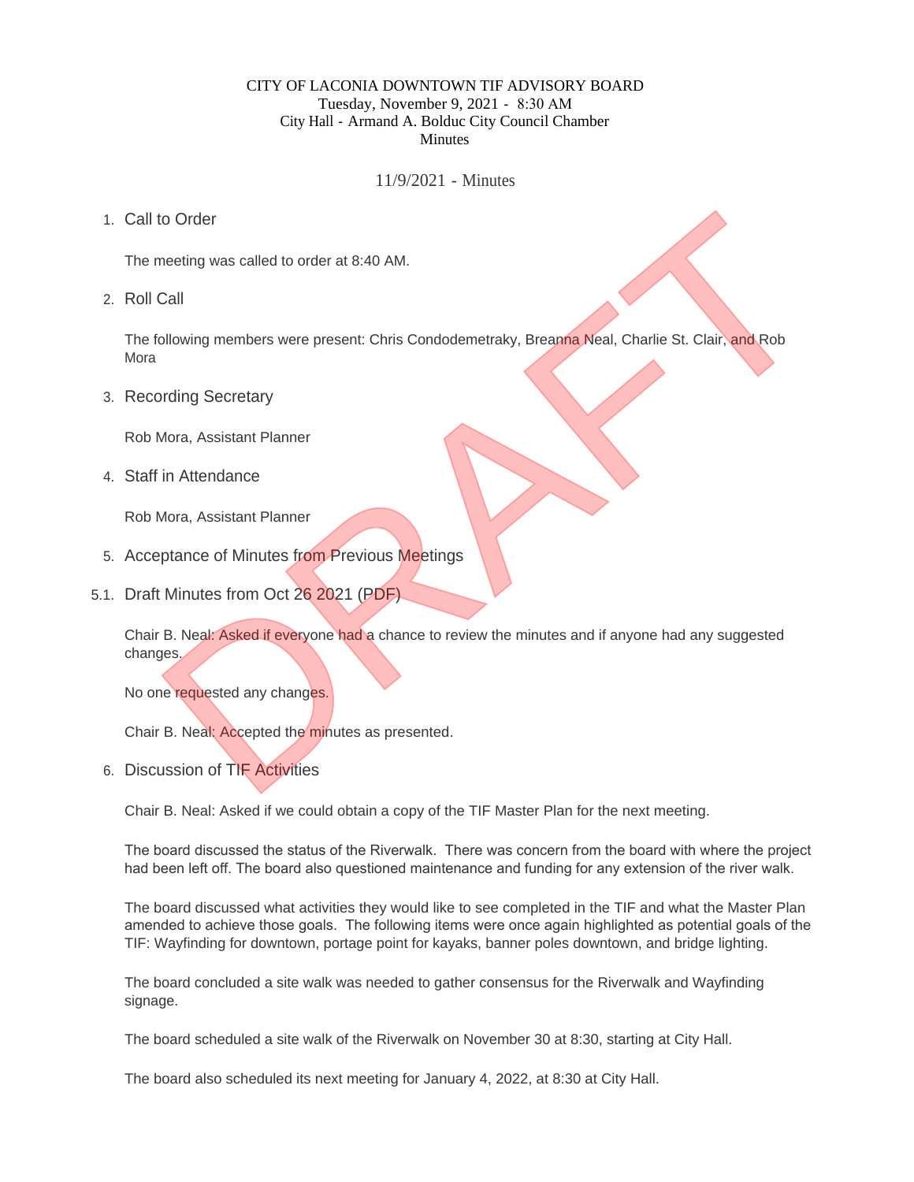CITY OF LACONIA DOWNTOWN TIF ADVISORY BOARD
Tuesday, November 9, 2021 - 8:30 AM
City Hall - Armand A. Bolduc City Council Chamber
Minutes

11/9/2021 - Minutes

1. Call to Order

   The meeting was called to order at 8:40 AM.

2. Roll Call

   The following members were present: Chris Condodemetraky, Breanna Neal, Charlie St. Clair, and Rob Mora

3. Recording Secretary

   Rob Mora, Assistant Planner

4. Staff in Attendance

   Rob Mora, Assistant Planner

5. Acceptance of Minutes from Previous Meetings

5.1. Draft Minutes from Oct 26 2021 (PDF)

   Chair B. Neal: Asked if everyone had a chance to review the minutes and if anyone had any suggested changes.

   No one requested any changes.

   Chair B. Neal: Accepted the minutes as presented.

6. Discussion of TIF Activities

   Chair B. Neal: Asked if we could obtain a copy of the TIF Master Plan for the next meeting.

   The board discussed the status of the Riverwalk. There was concern from the board with where the project had been left off. The board also questioned maintenance and funding for any extension of the river walk.

   The board discussed what activities they would like to see completed in the TIF and what the Master Plan amended to achieve those goals. The following items were once again highlighted as potential goals of the TIF: Wayfinding for downtown, portage point for kayaks, banner poles downtown, and bridge lighting.

   The board concluded a site walk was needed to gather consensus for the Riverwalk and Wayfinding signage.

   The board scheduled a site walk of the Riverwalk on November 30 at 8:30, starting at City Hall.

   The board also scheduled its next meeting for January 4, 2022, at 8:30 at City Hall.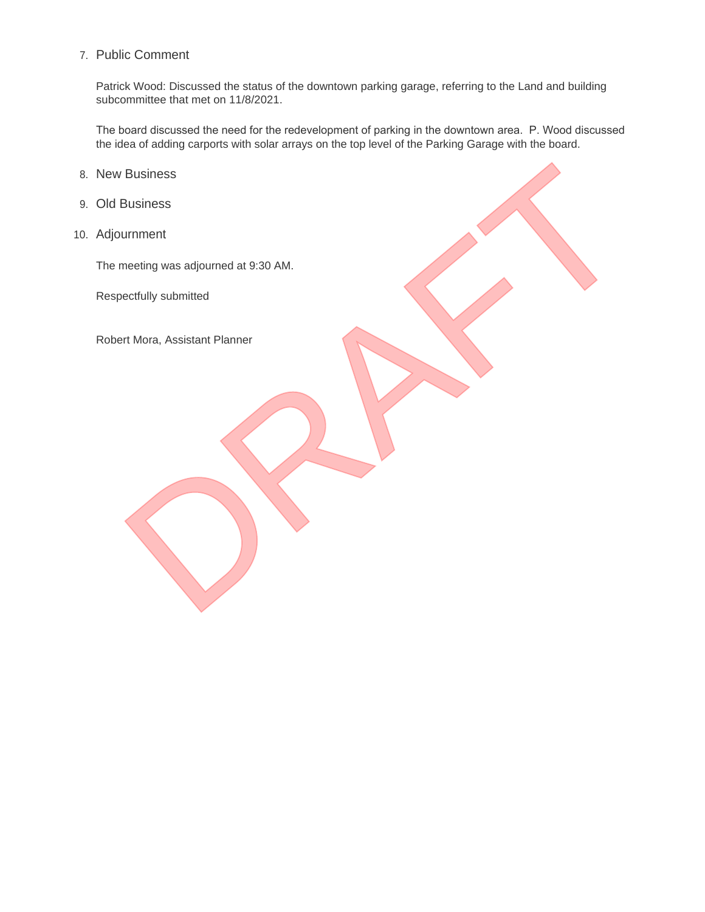7. Public Comment

   Patrick Wood: Discussed the status of the downtown parking garage, referring to the Land and building subcommittee that met on 11/8/2021.

   The board discussed the need for the redevelopment of parking in the downtown area. P. Wood discussed the idea of adding carports with solar arrays on the top level of the Parking Garage with the board.

8. New Business

9. Old Business

10. Adjournment

    The meeting was adjourned at 9:30 AM.

    Respectfully submitted

    Robert Mora, Assistant Planner

DRAFT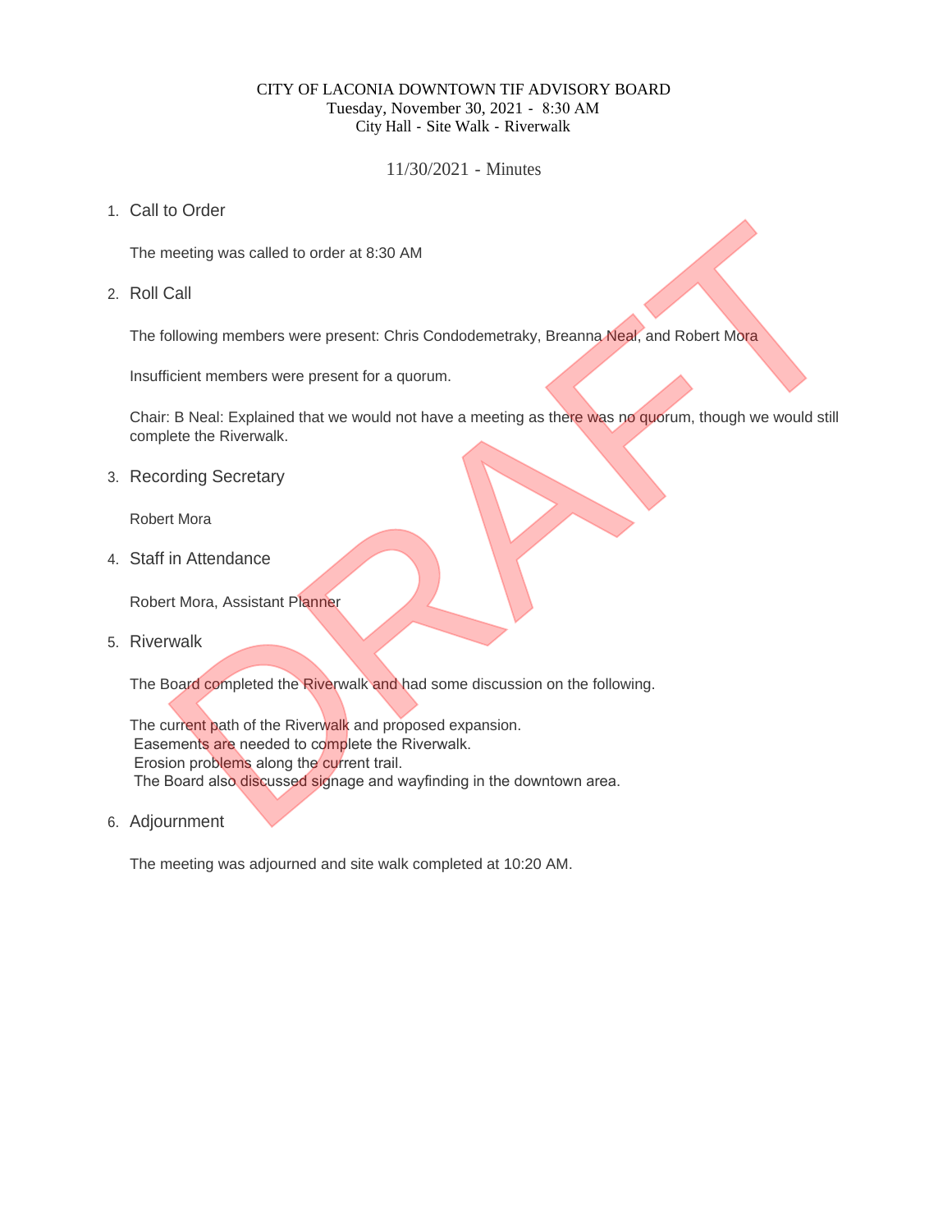CITY OF LACONIA DOWNTOWN TIF ADVISORY BOARD
Tuesday, November 30, 2021 - 8:30 AM
City Hall - Site Walk - Riverwalk

11/30/2021 - Minutes

1. Call to Order

   The meeting was called to order at 8:30 AM

2. Roll Call

   The following members were present: Chris Condodemetraky, Breanna Neal, and Robert Mora

   Insufficient members were present for a quorum.

   Chair: B Neal: Explained that we would not have a meeting as there was no quorum, though we would still complete the Riverwalk.

3. Recording Secretary

   Robert Mora

4. Staff in Attendance

   Robert Mora, Assistant Planner

5. Riverwalk

   The Board completed the Riverwalk and had some discussion on the following.

   The current path of the Riverwalk and proposed expansion.
   Easements are needed to complete the Riverwalk.
   Erosion problems along the current trail.
   The Board also discussed signage and wayfinding in the downtown area.

6. Adjournment

   The meeting was adjourned and site walk completed at 10:20 AM.

DRAFT